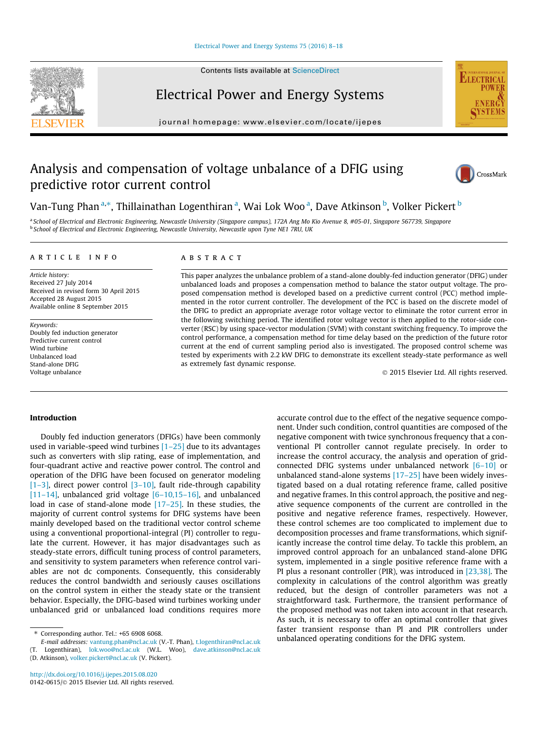# Analysis and compensation of voltage unbalance of a DFIG using predictive rotor current control

Van-Tung Phan [a,*], Thillainathan Logenthiran [a], Wai Lok Woo [a], Dave Atkinson [b], Volker Pickert [b]

[a] School of Electrical and Electronic Engineering, Newcastle University (Singapore campus), 172A Ang Mo Kio Avenue 8, #05-01, Singapore 567739, Singapore
[b] School of Electrical and Electronic Engineering, Newcastle University, Newcastle upon Tyne NE1 7RU, UK

## ARTICLE INFO

*Article history:*
Received 27 July 2014
Received in revised form 30 April 2015
Accepted 28 August 2015
Available online 8 September 2015

*Keywords:*
Doubly fed induction generator
Predictive current control
Wind turbine
Unbalanced load
Stand-alone DFIG
Voltage unbalance

## ABSTRACT

This paper analyzes the unbalance problem of a stand-alone doubly-fed induction generator (DFIG) under unbalanced loads and proposes a compensation method to balance the stator output voltage. The proposed compensation method is developed based on a predictive current control (PCC) method implemented in the rotor current controller. The development of the PCC is based on the discrete model of the DFIG to predict an appropriate average rotor voltage vector to eliminate the rotor current error in the following switching period. The identified rotor voltage vector is then applied to the rotor-side converter (RSC) by using space-vector modulation (SVM) with constant switching frequency. To improve the control performance, a compensation method for time delay based on the prediction of the future rotor current at the end of current sampling period also is investigated. The proposed control scheme was tested by experiments with 2.2 kW DFIG to demonstrate its excellent steady-state performance as well as extremely fast dynamic response.

© 2015 Elsevier Ltd. All rights reserved.

## Introduction

Doubly fed induction generators (DFIGs) have been commonly used in variable-speed wind turbines [1–25] due to its advantages such as converters with slip rating, ease of implementation, and four-quadrant active and reactive power control. The control and operation of the DFIG have been focused on generator modeling [1–3], direct power control [3–10], fault ride-through capability [11–14], unbalanced grid voltage [6–10,15–16], and unbalanced load in case of stand-alone mode [17–25]. In these studies, the majority of current control systems for DFIG systems have been mainly developed based on the traditional vector control scheme using a conventional proportional-integral (PI) controller to regulate the current. However, it has major disadvantages such as steady-state errors, difficult tuning process of control parameters, and sensitivity to system parameters when reference control variables are not dc components. Consequently, this considerably reduces the control bandwidth and seriously causes oscillations on the control system in either the steady state or the transient behavior. Especially, the DFIG-based wind turbines working under unbalanced grid or unbalanced load conditions requires more accurate control due to the effect of the negative sequence component. Under such condition, control quantities are composed of the negative component with twice synchronous frequency that a conventional PI controller cannot regulate precisely. In order to increase the control accuracy, the analysis and operation of grid-connected DFIG systems under unbalanced network [6–10] or unbalanced stand-alone systems [17–25] have been widely investigated based on a dual rotating reference frame, called positive and negative frames. In this control approach, the positive and negative sequence components of the current are controlled in the positive and negative reference frames, respectively. However, these control schemes are too complicated to implement due to decomposition processes and frame transformations, which significantly increase the control time delay. To tackle this problem, an improved control approach for an unbalanced stand-alone DFIG system, implemented in a single positive reference frame with a PI plus a resonant controller (PIR), was introduced in [23,38]. The complexity in calculations of the control algorithm was greatly reduced, but the design of controller parameters was not a straightforward task. Furthermore, the transient performance of the proposed method was not taken into account in that research. As such, it is necessary to offer an optimal controller that gives faster transient response than PI and PIR controllers under unbalanced operating conditions for the DFIG system.

* Corresponding author. Tel.: +65 6908 6068.
E-mail addresses: vantung.phan@ncl.ac.uk (V.-T. Phan), t.logenthiran@ncl.ac.uk (T. Logenthiran), lok.woo@ncl.ac.uk (W.L. Woo), dave.atkinson@ncl.ac.uk (D. Atkinson), volker.pickert@ncl.ac.uk (V. Pickert).

http://dx.doi.org/10.1016/j.ijepes.2015.08.020
0142-0615/© 2015 Elsevier Ltd. All rights reserved.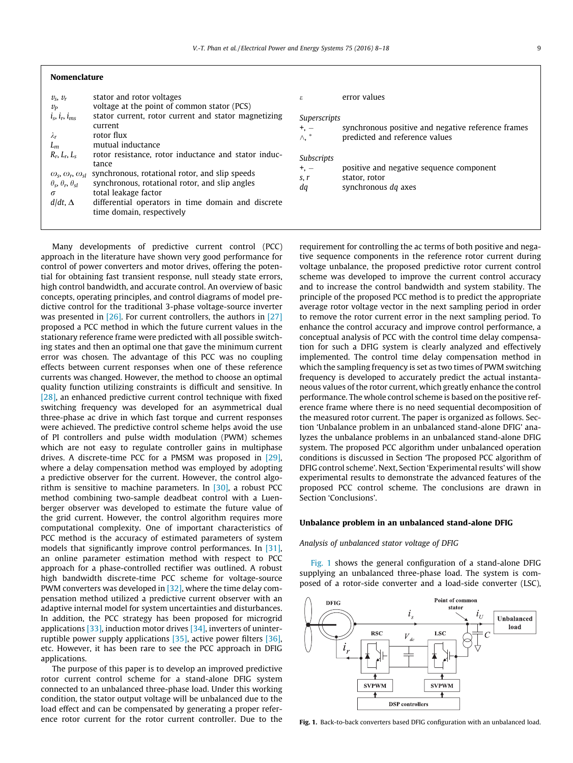## Nomenclature

| | | | |
|---|---|---|---|
| $v_s$, $v_r$ | stator and rotor voltages | $\varepsilon$ | error values |
| $v_P$ | voltage at the point of common stator (PCS) | | |
| $i_s$, $i_r$, $i_{ms}$ | stator current, rotor current and stator magnetizing current | *Superscripts* | |
| $\lambda_r$ | rotor flux | +, − | synchronous positive and negative reference frames |
| $L_m$ | mutual inductance | $\wedge$, $*$ | predicted and reference values |
| $R_r$, $L_r$, $L_s$ | rotor resistance, rotor inductance and stator inductance | | |
| $\omega_s$, $\omega_r$, $\omega_{sl}$ | synchronous, rotational rotor, and slip speeds | *Subscripts* | |
| $\theta_s$, $\theta_r$, $\theta_{sl}$ | synchronous, rotational rotor, and slip angles | +, − | positive and negative sequence component |
| $\sigma$ | total leakage factor | s, r | stator, rotor |
| $d/dt$, $\Delta$ | differential operators in time domain and discrete time domain, respectively | dq | synchronous dq axes |

Many developments of predictive current control (PCC) approach in the literature have shown very good performance for control of power converters and motor drives, offering the potential for obtaining fast transient response, null steady state errors, high control bandwidth, and accurate control. An overview of basic concepts, operating principles, and control diagrams of model predictive control for the traditional 3-phase voltage-source inverter was presented in [26]. For current controllers, the authors in [27] proposed a PCC method in which the future current values in the stationary reference frame were predicted with all possible switching states and then an optimal one that gave the minimum current error was chosen. The advantage of this PCC was no coupling effects between current responses when one of these reference currents was changed. However, the method to choose an optimal quality function utilizing constraints is difficult and sensitive. In [28], an enhanced predictive current control technique with fixed switching frequency was developed for an asymmetrical dual three-phase ac drive in which fast torque and current responses were achieved. The predictive control scheme helps avoid the use of PI controllers and pulse width modulation (PWM) schemes which are not easy to regulate controller gains in multiphase drives. A discrete-time PCC for a PMSM was proposed in [29], where a delay compensation method was employed by adopting a predictive observer for the current. However, the control algorithm is sensitive to machine parameters. In [30], a robust PCC method combining two-sample deadbeat control with a Luenberger observer was developed to estimate the future value of the grid current. However, the control algorithm requires more computational complexity. One of important characteristics of PCC method is the accuracy of estimated parameters of system models that significantly improve control performances. In [31], an online parameter estimation method with respect to PCC approach for a phase-controlled rectifier was outlined. A robust high bandwidth discrete-time PCC scheme for voltage-source PWM converters was developed in [32], where the time delay compensation method utilized a predictive current observer with an adaptive internal model for system uncertainties and disturbances. In addition, the PCC strategy has been proposed for microgrid applications [33], induction motor drives [34], inverters of uninterruptible power supply applications [35], active power filters [36], etc. However, it has been rare to see the PCC approach in DFIG applications.

The purpose of this paper is to develop an improved predictive rotor current control scheme for a stand-alone DFIG system connected to an unbalanced three-phase load. Under this working condition, the stator output voltage will be unbalanced due to the load effect and can be compensated by generating a proper reference rotor current for the rotor current controller. Due to the requirement for controlling the ac terms of both positive and negative sequence components in the reference rotor current during voltage unbalance, the proposed predictive rotor current control scheme was developed to improve the current control accuracy and to increase the control bandwidth and system stability. The principle of the proposed PCC method is to predict the appropriate average rotor voltage vector in the next sampling period in order to remove the rotor current error in the next sampling period. To enhance the control accuracy and improve control performance, a conceptual analysis of PCC with the control time delay compensation for such a DFIG system is clearly analyzed and effectively implemented. The control time delay compensation method in which the sampling frequency is set as two times of PWM switching frequency is developed to accurately predict the actual instantaneous values of the rotor current, which greatly enhance the control performance. The whole control scheme is based on the positive reference frame where there is no need sequential decomposition of the measured rotor current. The paper is organized as follows. Section 'Unbalance problem in an unbalanced stand-alone DFIG' analyzes the unbalance problems in an unbalanced stand-alone DFIG system. The proposed PCC algorithm under unbalanced operation conditions is discussed in Section 'The proposed PCC algorithm of DFIG control scheme'. Next, Section 'Experimental results' will show experimental results to demonstrate the advanced features of the proposed PCC control scheme. The conclusions are drawn in Section 'Conclusions'.

## Unbalance problem in an unbalanced stand-alone DFIG

### Analysis of unbalanced stator voltage of DFIG

Fig. 1 shows the general configuration of a stand-alone DFIG supplying an unbalanced three-phase load. The system is composed of a rotor-side converter and a load-side converter (LSC),

DFIG
Point of common stator
$i_s$
$i_U$
Unbalanced load
RSC
$V_{dc}$
LSC
$C$
$i_r$
SVPWM
SVPWM
DSP controllers

**Fig. 1.** Back-to-back converters based DFIG configuration with an unbalanced load.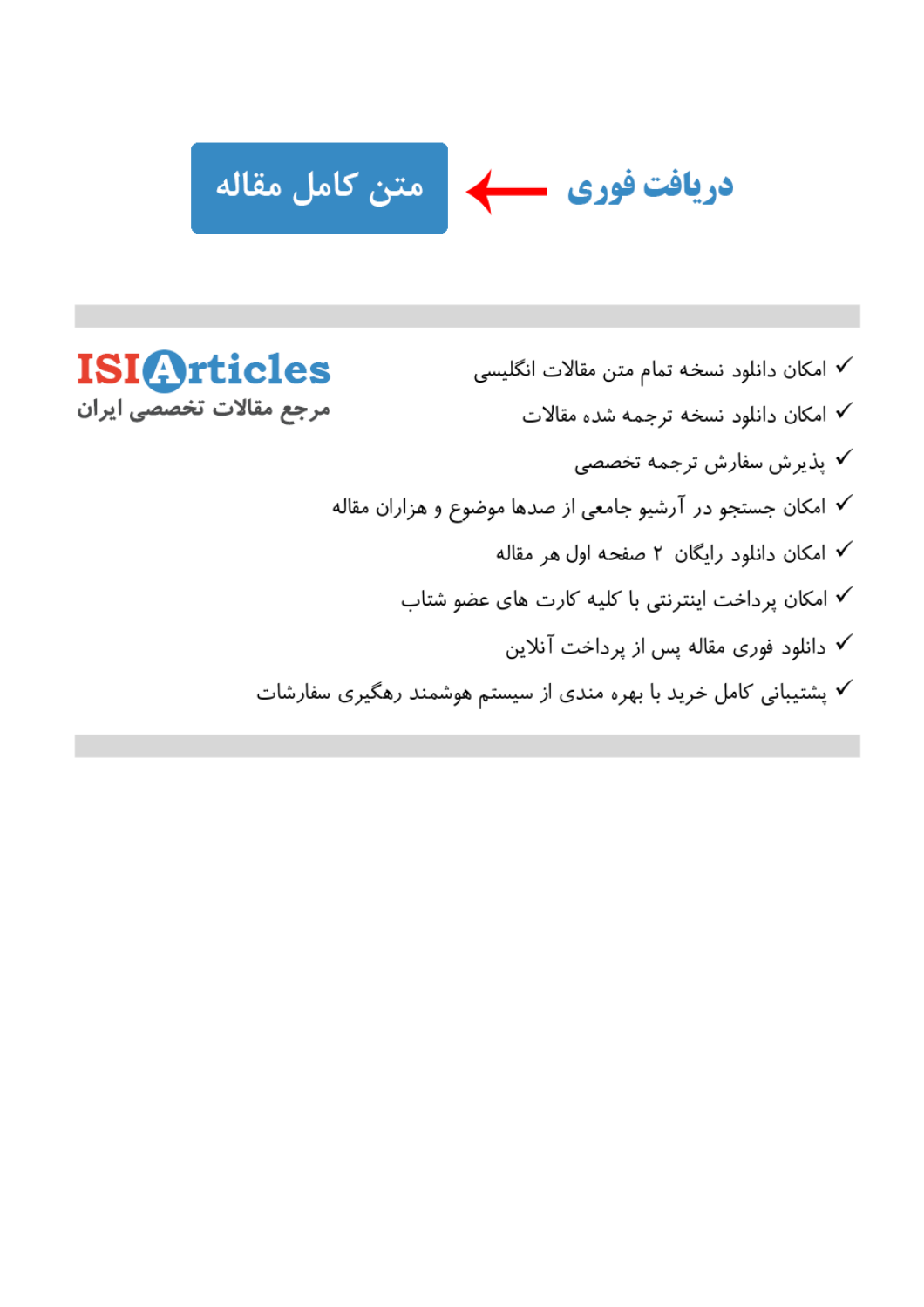دریافت فوری ← متن کامل مقاله

**ISIArticles**
مرجع مقالات تخصصی ایران

- ✓ امکان دانلود نسخه تمام متن مقالات انگلیسی
- ✓ امکان دانلود نسخه ترجمه شده مقالات
- ✓ پذیرش سفارش ترجمه تخصصی
- ✓ امکان جستجو در آرشیو جامعی از صدها موضوع و هزاران مقاله
- ✓ امکان دانلود رایگان ۲ صفحه اول هر مقاله
- ✓ امکان پرداخت اینترنتی با کلیه کارت های عضو شتاب
- ✓ دانلود فوری مقاله پس از پرداخت آنلاین
- ✓ پشتیبانی کامل خرید با بهره مندی از سیستم هوشمند رهگیری سفارشات